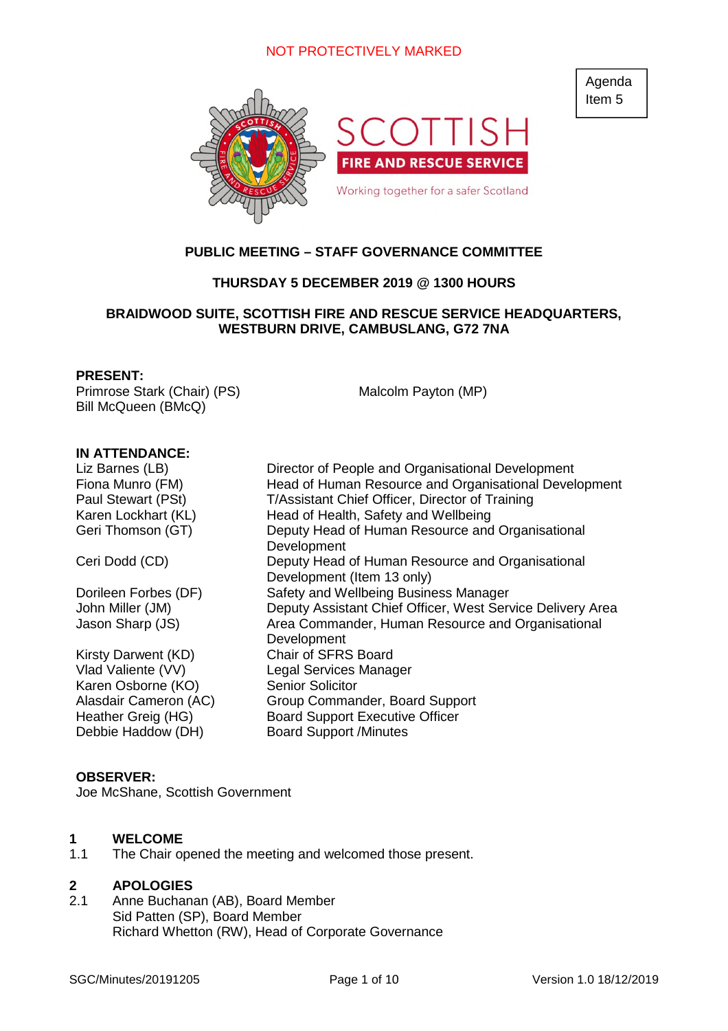NOT PROTECTIVELY MARKED

Agenda Item 5

SCOTTISH FIRE AND RESCUE SERVICE

Working together for a safer Scotland

**PUBLIC MEETING – STAFF GOVERNANCE COMMITTEE**

**THURSDAY 5 DECEMBER 2019 @ 1300 HOURS**

**BRAIDWOOD SUITE, SCOTTISH FIRE AND RESCUE SERVICE HEADQUARTERS, WESTBURN DRIVE, CAMBUSLANG, G72 7NA**

**PRESENT:**

Primrose Stark (Chair) (PS)
Bill McQueen (BMcQ)
Malcolm Payton (MP)

**IN ATTENDANCE:**

| | |
|---|---|
| Liz Barnes (LB) | Director of People and Organisational Development |
| Fiona Munro (FM) | Head of Human Resource and Organisational Development |
| Paul Stewart (PSt) | T/Assistant Chief Officer, Director of Training |
| Karen Lockhart (KL) | Head of Health, Safety and Wellbeing |
| Geri Thomson (GT) | Deputy Head of Human Resource and Organisational Development |
| Ceri Dodd (CD) | Deputy Head of Human Resource and Organisational Development (Item 13 only) |
| Dorileen Forbes (DF) | Safety and Wellbeing Business Manager |
| John Miller (JM) | Deputy Assistant Chief Officer, West Service Delivery Area |
| Jason Sharp (JS) | Area Commander, Human Resource and Organisational Development |
| Kirsty Darwent (KD) | Chair of SFRS Board |
| Vlad Valiente (VV) | Legal Services Manager |
| Karen Osborne (KO) | Senior Solicitor |
| Alasdair Cameron (AC) | Group Commander, Board Support |
| Heather Greig (HG) | Board Support Executive Officer |
| Debbie Haddow (DH) | Board Support /Minutes |

**OBSERVER:**

Joe McShane, Scottish Government

## 1 WELCOME

1.1 The Chair opened the meeting and welcomed those present.

## 2 APOLOGIES

2.1 Anne Buchanan (AB), Board Member
Sid Patten (SP), Board Member
Richard Whetton (RW), Head of Corporate Governance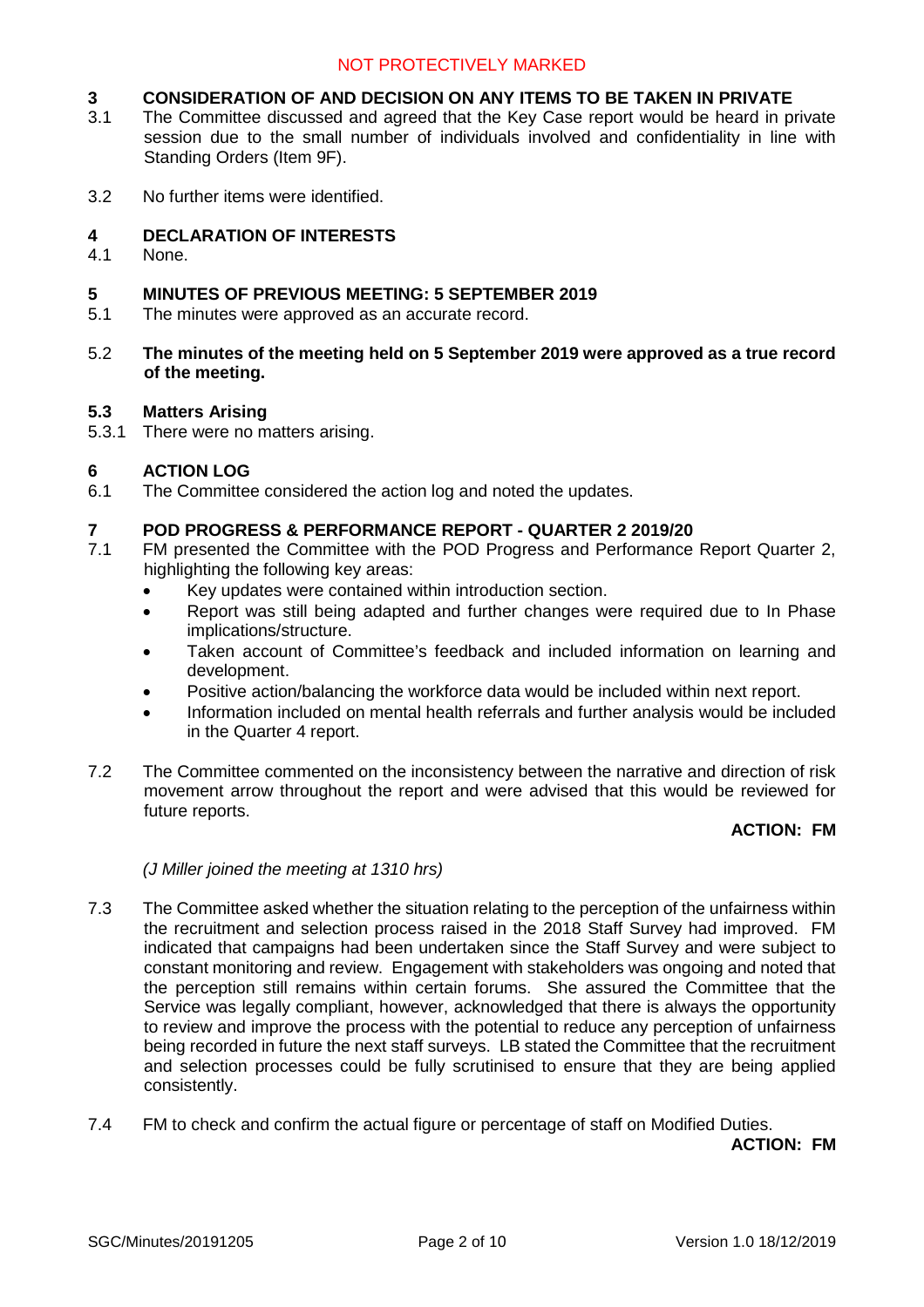## 3 CONSIDERATION OF AND DECISION ON ANY ITEMS TO BE TAKEN IN PRIVATE

3.1 The Committee discussed and agreed that the Key Case report would be heard in private session due to the small number of individuals involved and confidentiality in line with Standing Orders (Item 9F).

3.2 No further items were identified.

## 4 DECLARATION OF INTERESTS

4.1 None.

## 5 MINUTES OF PREVIOUS MEETING: 5 SEPTEMBER 2019

5.1 The minutes were approved as an accurate record.

5.2 **The minutes of the meeting held on 5 September 2019 were approved as a true record of the meeting.**

### 5.3 Matters Arising

5.3.1 There were no matters arising.

## 6 ACTION LOG

6.1 The Committee considered the action log and noted the updates.

## 7 POD PROGRESS & PERFORMANCE REPORT - QUARTER 2 2019/20

7.1 FM presented the Committee with the POD Progress and Performance Report Quarter 2, highlighting the following key areas:

- Key updates were contained within introduction section.
- Report was still being adapted and further changes were required due to In Phase implications/structure.
- Taken account of Committee's feedback and included information on learning and development.
- Positive action/balancing the workforce data would be included within next report.
- Information included on mental health referrals and further analysis would be included in the Quarter 4 report.

7.2 The Committee commented on the inconsistency between the narrative and direction of risk movement arrow throughout the report and were advised that this would be reviewed for future reports.

**ACTION: FM**

*(J Miller joined the meeting at 1310 hrs)*

7.3 The Committee asked whether the situation relating to the perception of the unfairness within the recruitment and selection process raised in the 2018 Staff Survey had improved. FM indicated that campaigns had been undertaken since the Staff Survey and were subject to constant monitoring and review. Engagement with stakeholders was ongoing and noted that the perception still remains within certain forums. She assured the Committee that the Service was legally compliant, however, acknowledged that there is always the opportunity to review and improve the process with the potential to reduce any perception of unfairness being recorded in future the next staff surveys. LB stated the Committee that the recruitment and selection processes could be fully scrutinised to ensure that they are being applied consistently.

7.4 FM to check and confirm the actual figure or percentage of staff on Modified Duties.

**ACTION: FM**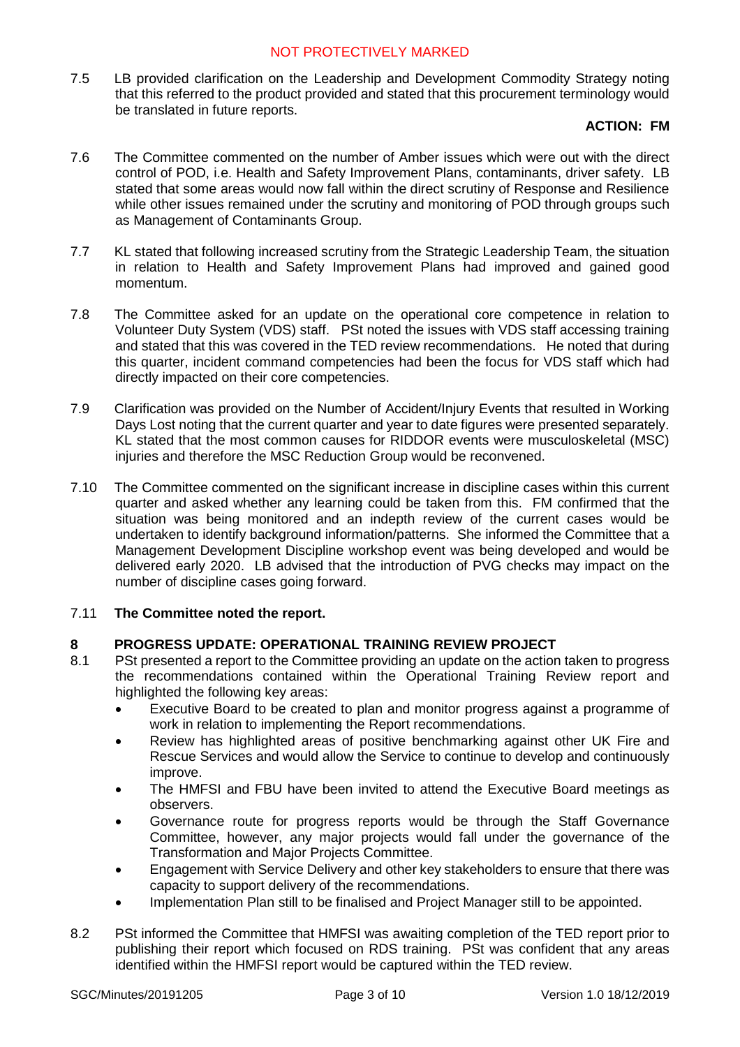7.5 LB provided clarification on the Leadership and Development Commodity Strategy noting that this referred to the product provided and stated that this procurement terminology would be translated in future reports.

**ACTION: FM**

7.6 The Committee commented on the number of Amber issues which were out with the direct control of POD, i.e. Health and Safety Improvement Plans, contaminants, driver safety. LB stated that some areas would now fall within the direct scrutiny of Response and Resilience while other issues remained under the scrutiny and monitoring of POD through groups such as Management of Contaminants Group.

7.7 KL stated that following increased scrutiny from the Strategic Leadership Team, the situation in relation to Health and Safety Improvement Plans had improved and gained good momentum.

7.8 The Committee asked for an update on the operational core competence in relation to Volunteer Duty System (VDS) staff. PSt noted the issues with VDS staff accessing training and stated that this was covered in the TED review recommendations. He noted that during this quarter, incident command competencies had been the focus for VDS staff which had directly impacted on their core competencies.

7.9 Clarification was provided on the Number of Accident/Injury Events that resulted in Working Days Lost noting that the current quarter and year to date figures were presented separately. KL stated that the most common causes for RIDDOR events were musculoskeletal (MSC) injuries and therefore the MSC Reduction Group would be reconvened.

7.10 The Committee commented on the significant increase in discipline cases within this current quarter and asked whether any learning could be taken from this. FM confirmed that the situation was being monitored and an indepth review of the current cases would be undertaken to identify background information/patterns. She informed the Committee that a Management Development Discipline workshop event was being developed and would be delivered early 2020. LB advised that the introduction of PVG checks may impact on the number of discipline cases going forward.

7.11 **The Committee noted the report.**

## 8 PROGRESS UPDATE: OPERATIONAL TRAINING REVIEW PROJECT

8.1 PSt presented a report to the Committee providing an update on the action taken to progress the recommendations contained within the Operational Training Review report and highlighted the following key areas:

- Executive Board to be created to plan and monitor progress against a programme of work in relation to implementing the Report recommendations.
- Review has highlighted areas of positive benchmarking against other UK Fire and Rescue Services and would allow the Service to continue to develop and continuously improve.
- The HMFSI and FBU have been invited to attend the Executive Board meetings as observers.
- Governance route for progress reports would be through the Staff Governance Committee, however, any major projects would fall under the governance of the Transformation and Major Projects Committee.
- Engagement with Service Delivery and other key stakeholders to ensure that there was capacity to support delivery of the recommendations.
- Implementation Plan still to be finalised and Project Manager still to be appointed.

8.2 PSt informed the Committee that HMFSI was awaiting completion of the TED report prior to publishing their report which focused on RDS training. PSt was confident that any areas identified within the HMFSI report would be captured within the TED review.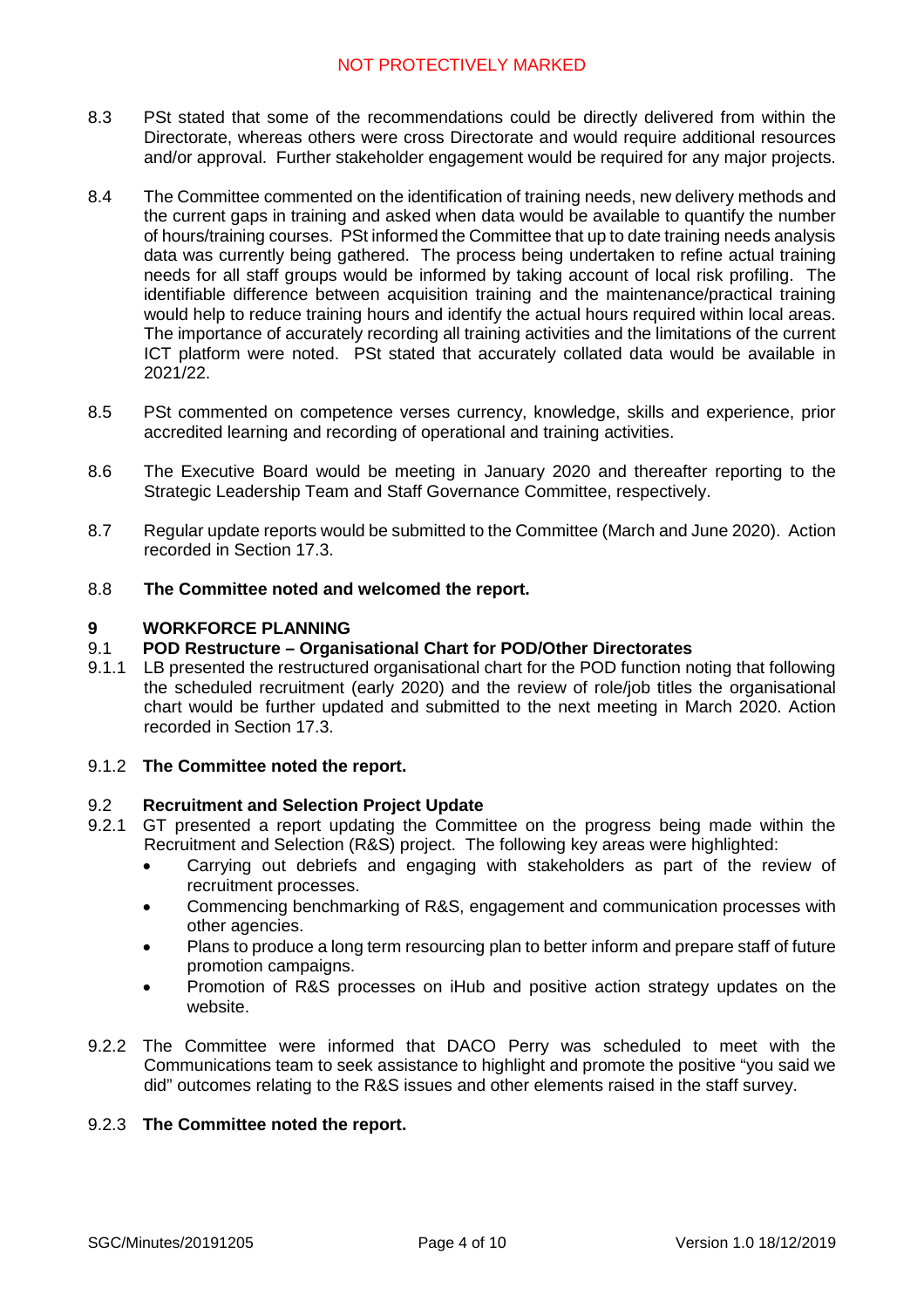8.3 PSt stated that some of the recommendations could be directly delivered from within the Directorate, whereas others were cross Directorate and would require additional resources and/or approval. Further stakeholder engagement would be required for any major projects.

8.4 The Committee commented on the identification of training needs, new delivery methods and the current gaps in training and asked when data would be available to quantify the number of hours/training courses. PSt informed the Committee that up to date training needs analysis data was currently being gathered. The process being undertaken to refine actual training needs for all staff groups would be informed by taking account of local risk profiling. The identifiable difference between acquisition training and the maintenance/practical training would help to reduce training hours and identify the actual hours required within local areas. The importance of accurately recording all training activities and the limitations of the current ICT platform were noted. PSt stated that accurately collated data would be available in 2021/22.

8.5 PSt commented on competence verses currency, knowledge, skills and experience, prior accredited learning and recording of operational and training activities.

8.6 The Executive Board would be meeting in January 2020 and thereafter reporting to the Strategic Leadership Team and Staff Governance Committee, respectively.

8.7 Regular update reports would be submitted to the Committee (March and June 2020). Action recorded in Section 17.3.

8.8 **The Committee noted and welcomed the report.**

## 9 WORKFORCE PLANNING

### 9.1 POD Restructure – Organisational Chart for POD/Other Directorates

9.1.1 LB presented the restructured organisational chart for the POD function noting that following the scheduled recruitment (early 2020) and the review of role/job titles the organisational chart would be further updated and submitted to the next meeting in March 2020. Action recorded in Section 17.3.

9.1.2 **The Committee noted the report.**

### 9.2 Recruitment and Selection Project Update

9.2.1 GT presented a report updating the Committee on the progress being made within the Recruitment and Selection (R&S) project. The following key areas were highlighted:

- Carrying out debriefs and engaging with stakeholders as part of the review of recruitment processes.
- Commencing benchmarking of R&S, engagement and communication processes with other agencies.
- Plans to produce a long term resourcing plan to better inform and prepare staff of future promotion campaigns.
- Promotion of R&S processes on iHub and positive action strategy updates on the website.

9.2.2 The Committee were informed that DACO Perry was scheduled to meet with the Communications team to seek assistance to highlight and promote the positive "you said we did" outcomes relating to the R&S issues and other elements raised in the staff survey.

9.2.3 **The Committee noted the report.**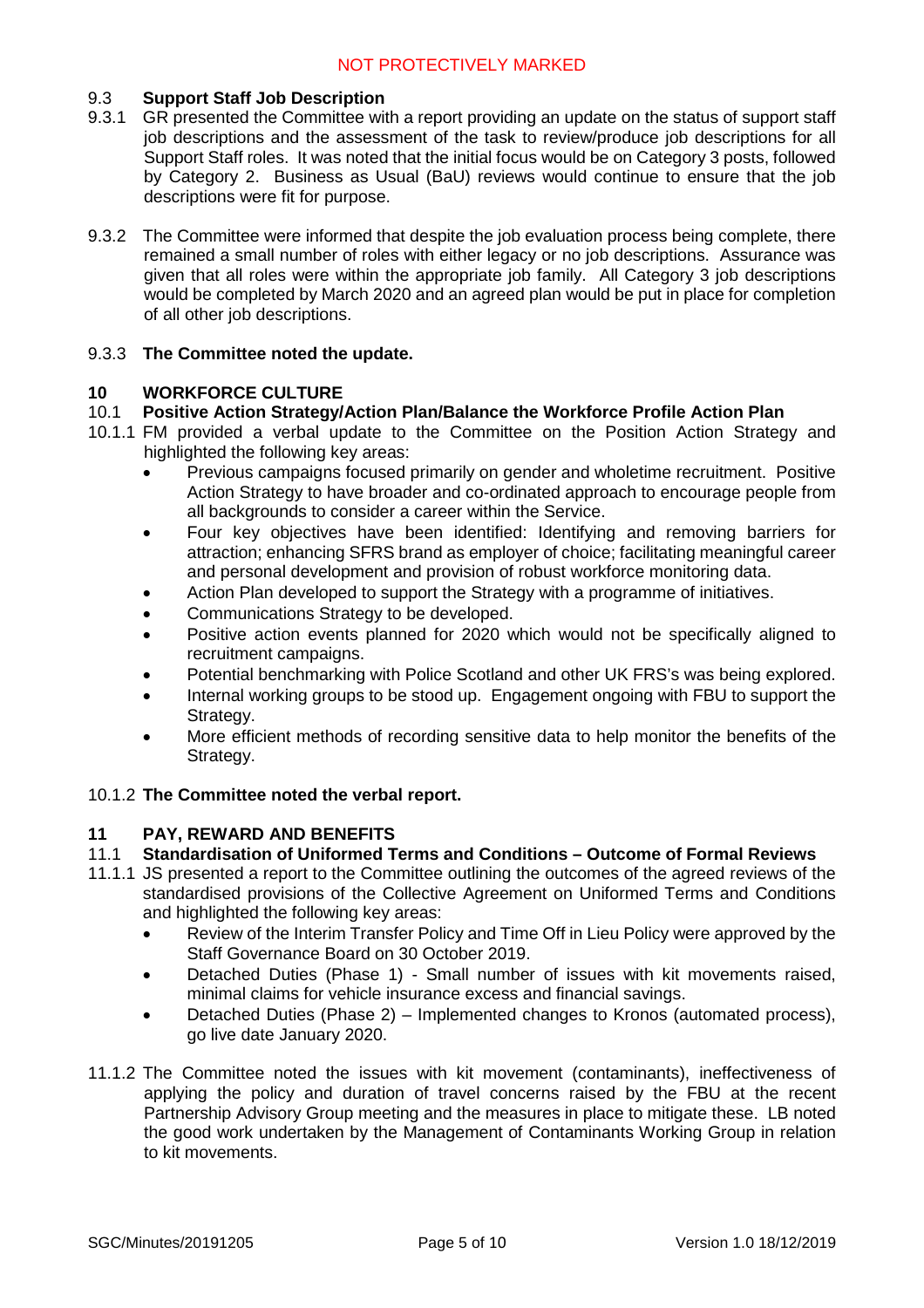### 9.3 Support Staff Job Description

9.3.1 GR presented the Committee with a report providing an update on the status of support staff job descriptions and the assessment of the task to review/produce job descriptions for all Support Staff roles. It was noted that the initial focus would be on Category 3 posts, followed by Category 2. Business as Usual (BaU) reviews would continue to ensure that the job descriptions were fit for purpose.

9.3.2 The Committee were informed that despite the job evaluation process being complete, there remained a small number of roles with either legacy or no job descriptions. Assurance was given that all roles were within the appropriate job family. All Category 3 job descriptions would be completed by March 2020 and an agreed plan would be put in place for completion of all other job descriptions.

9.3.3 **The Committee noted the update.**

## 10 WORKFORCE CULTURE

### 10.1 Positive Action Strategy/Action Plan/Balance the Workforce Profile Action Plan

10.1.1 FM provided a verbal update to the Committee on the Position Action Strategy and highlighted the following key areas:

- Previous campaigns focused primarily on gender and wholetime recruitment. Positive Action Strategy to have broader and co-ordinated approach to encourage people from all backgrounds to consider a career within the Service.
- Four key objectives have been identified: Identifying and removing barriers for attraction; enhancing SFRS brand as employer of choice; facilitating meaningful career and personal development and provision of robust workforce monitoring data.
- Action Plan developed to support the Strategy with a programme of initiatives.
- Communications Strategy to be developed.
- Positive action events planned for 2020 which would not be specifically aligned to recruitment campaigns.
- Potential benchmarking with Police Scotland and other UK FRS's was being explored.
- Internal working groups to be stood up. Engagement ongoing with FBU to support the Strategy.
- More efficient methods of recording sensitive data to help monitor the benefits of the Strategy.

10.1.2 **The Committee noted the verbal report.**

## 11 PAY, REWARD AND BENEFITS

### 11.1 Standardisation of Uniformed Terms and Conditions – Outcome of Formal Reviews

11.1.1 JS presented a report to the Committee outlining the outcomes of the agreed reviews of the standardised provisions of the Collective Agreement on Uniformed Terms and Conditions and highlighted the following key areas:

- Review of the Interim Transfer Policy and Time Off in Lieu Policy were approved by the Staff Governance Board on 30 October 2019.
- Detached Duties (Phase 1) - Small number of issues with kit movements raised, minimal claims for vehicle insurance excess and financial savings.
- Detached Duties (Phase 2) – Implemented changes to Kronos (automated process), go live date January 2020.

11.1.2 The Committee noted the issues with kit movement (contaminants), ineffectiveness of applying the policy and duration of travel concerns raised by the FBU at the recent Partnership Advisory Group meeting and the measures in place to mitigate these. LB noted the good work undertaken by the Management of Contaminants Working Group in relation to kit movements.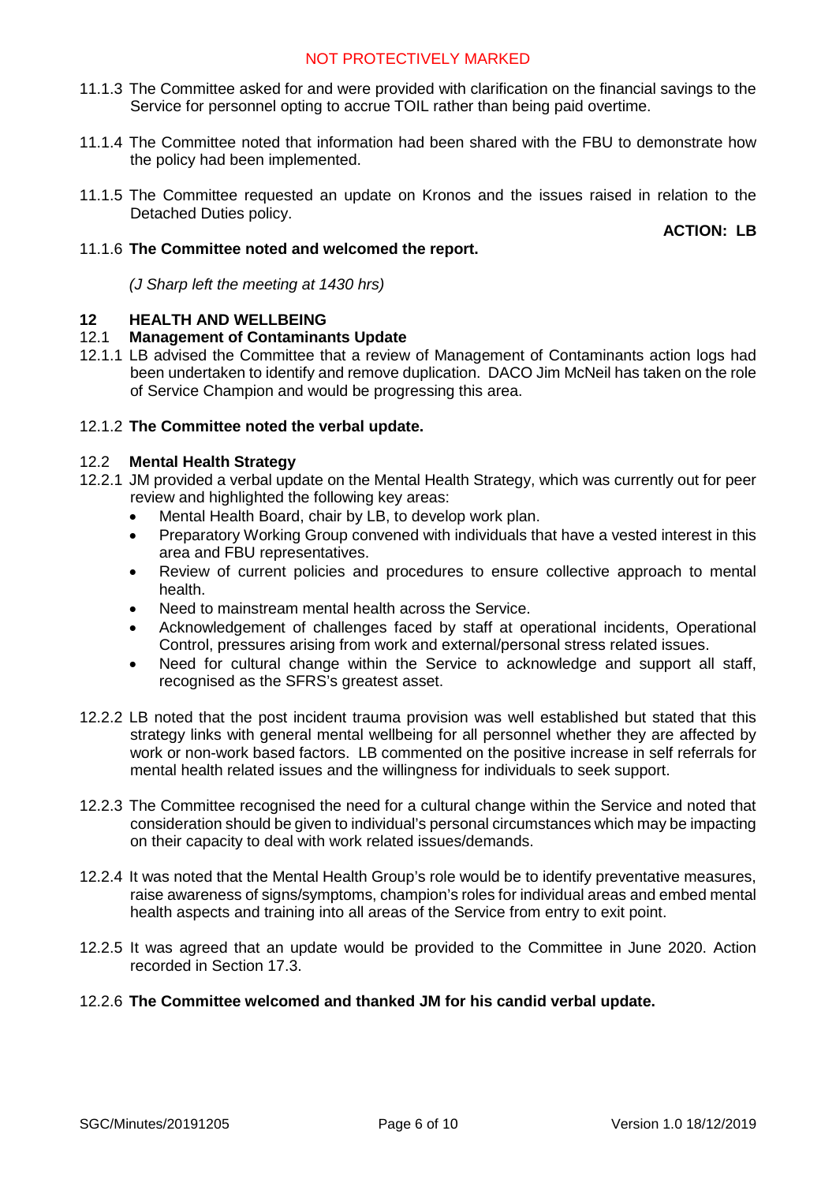11.1.3 The Committee asked for and were provided with clarification on the financial savings to the Service for personnel opting to accrue TOIL rather than being paid overtime.

11.1.4 The Committee noted that information had been shared with the FBU to demonstrate how the policy had been implemented.

11.1.5 The Committee requested an update on Kronos and the issues raised in relation to the Detached Duties policy.

**ACTION: LB**

11.1.6 **The Committee noted and welcomed the report.**

*(J Sharp left the meeting at 1430 hrs)*

## 12 HEALTH AND WELLBEING

### 12.1 Management of Contaminants Update

12.1.1 LB advised the Committee that a review of Management of Contaminants action logs had been undertaken to identify and remove duplication. DACO Jim McNeil has taken on the role of Service Champion and would be progressing this area.

12.1.2 **The Committee noted the verbal update.**

### 12.2 Mental Health Strategy

12.2.1 JM provided a verbal update on the Mental Health Strategy, which was currently out for peer review and highlighted the following key areas:

- Mental Health Board, chair by LB, to develop work plan.
- Preparatory Working Group convened with individuals that have a vested interest in this area and FBU representatives.
- Review of current policies and procedures to ensure collective approach to mental health.
- Need to mainstream mental health across the Service.
- Acknowledgement of challenges faced by staff at operational incidents, Operational Control, pressures arising from work and external/personal stress related issues.
- Need for cultural change within the Service to acknowledge and support all staff, recognised as the SFRS's greatest asset.

12.2.2 LB noted that the post incident trauma provision was well established but stated that this strategy links with general mental wellbeing for all personnel whether they are affected by work or non-work based factors. LB commented on the positive increase in self referrals for mental health related issues and the willingness for individuals to seek support.

12.2.3 The Committee recognised the need for a cultural change within the Service and noted that consideration should be given to individual's personal circumstances which may be impacting on their capacity to deal with work related issues/demands.

12.2.4 It was noted that the Mental Health Group's role would be to identify preventative measures, raise awareness of signs/symptoms, champion's roles for individual areas and embed mental health aspects and training into all areas of the Service from entry to exit point.

12.2.5 It was agreed that an update would be provided to the Committee in June 2020. Action recorded in Section 17.3.

12.2.6 **The Committee welcomed and thanked JM for his candid verbal update.**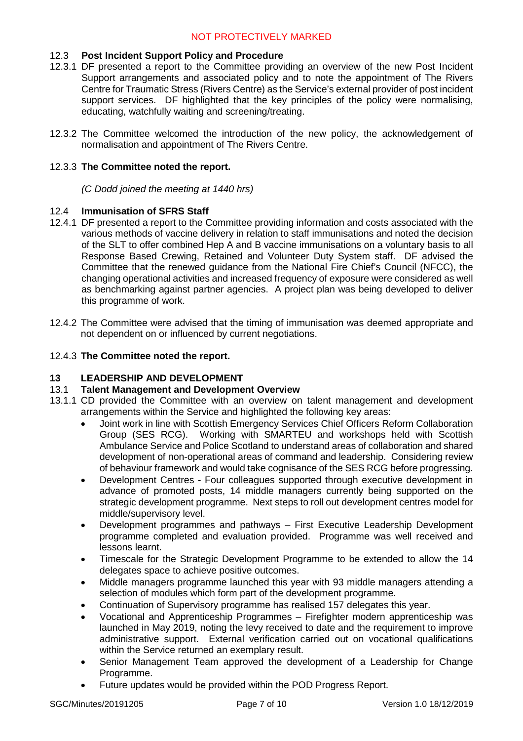### 12.3 Post Incident Support Policy and Procedure

12.3.1 DF presented a report to the Committee providing an overview of the new Post Incident Support arrangements and associated policy and to note the appointment of The Rivers Centre for Traumatic Stress (Rivers Centre) as the Service's external provider of post incident support services. DF highlighted that the key principles of the policy were normalising, educating, watchfully waiting and screening/treating.

12.3.2 The Committee welcomed the introduction of the new policy, the acknowledgement of normalisation and appointment of The Rivers Centre.

12.3.3 **The Committee noted the report.**

*(C Dodd joined the meeting at 1440 hrs)*

### 12.4 Immunisation of SFRS Staff

12.4.1 DF presented a report to the Committee providing information and costs associated with the various methods of vaccine delivery in relation to staff immunisations and noted the decision of the SLT to offer combined Hep A and B vaccine immunisations on a voluntary basis to all Response Based Crewing, Retained and Volunteer Duty System staff. DF advised the Committee that the renewed guidance from the National Fire Chief's Council (NFCC), the changing operational activities and increased frequency of exposure were considered as well as benchmarking against partner agencies. A project plan was being developed to deliver this programme of work.

12.4.2 The Committee were advised that the timing of immunisation was deemed appropriate and not dependent on or influenced by current negotiations.

12.4.3 **The Committee noted the report.**

## 13 LEADERSHIP AND DEVELOPMENT

### 13.1 Talent Management and Development Overview

13.1.1 CD provided the Committee with an overview on talent management and development arrangements within the Service and highlighted the following key areas:

- Joint work in line with Scottish Emergency Services Chief Officers Reform Collaboration Group (SES RCG). Working with SMARTEU and workshops held with Scottish Ambulance Service and Police Scotland to understand areas of collaboration and shared development of non-operational areas of command and leadership. Considering review of behaviour framework and would take cognisance of the SES RCG before progressing.
- Development Centres - Four colleagues supported through executive development in advance of promoted posts, 14 middle managers currently being supported on the strategic development programme. Next steps to roll out development centres model for middle/supervisory level.
- Development programmes and pathways – First Executive Leadership Development programme completed and evaluation provided. Programme was well received and lessons learnt.
- Timescale for the Strategic Development Programme to be extended to allow the 14 delegates space to achieve positive outcomes.
- Middle managers programme launched this year with 93 middle managers attending a selection of modules which form part of the development programme.
- Continuation of Supervisory programme has realised 157 delegates this year.
- Vocational and Apprenticeship Programmes – Firefighter modern apprenticeship was launched in May 2019, noting the levy received to date and the requirement to improve administrative support. External verification carried out on vocational qualifications within the Service returned an exemplary result.
- Senior Management Team approved the development of a Leadership for Change Programme.
- Future updates would be provided within the POD Progress Report.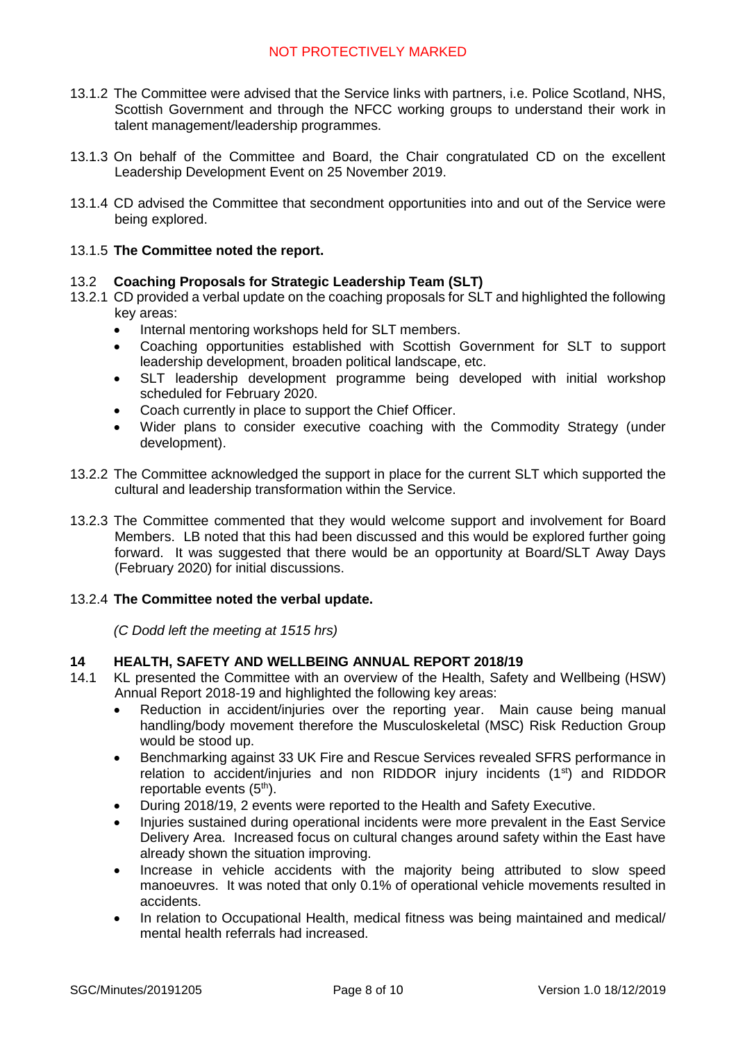13.1.2 The Committee were advised that the Service links with partners, i.e. Police Scotland, NHS, Scottish Government and through the NFCC working groups to understand their work in talent management/leadership programmes.

13.1.3 On behalf of the Committee and Board, the Chair congratulated CD on the excellent Leadership Development Event on 25 November 2019.

13.1.4 CD advised the Committee that secondment opportunities into and out of the Service were being explored.

13.1.5 **The Committee noted the report.**

### 13.2 Coaching Proposals for Strategic Leadership Team (SLT)

13.2.1 CD provided a verbal update on the coaching proposals for SLT and highlighted the following key areas:

- Internal mentoring workshops held for SLT members.
- Coaching opportunities established with Scottish Government for SLT to support leadership development, broaden political landscape, etc.
- SLT leadership development programme being developed with initial workshop scheduled for February 2020.
- Coach currently in place to support the Chief Officer.
- Wider plans to consider executive coaching with the Commodity Strategy (under development).

13.2.2 The Committee acknowledged the support in place for the current SLT which supported the cultural and leadership transformation within the Service.

13.2.3 The Committee commented that they would welcome support and involvement for Board Members. LB noted that this had been discussed and this would be explored further going forward. It was suggested that there would be an opportunity at Board/SLT Away Days (February 2020) for initial discussions.

13.2.4 **The Committee noted the verbal update.**

*(C Dodd left the meeting at 1515 hrs)*

## 14 HEALTH, SAFETY AND WELLBEING ANNUAL REPORT 2018/19

14.1 KL presented the Committee with an overview of the Health, Safety and Wellbeing (HSW) Annual Report 2018-19 and highlighted the following key areas:

- Reduction in accident/injuries over the reporting year. Main cause being manual handling/body movement therefore the Musculoskeletal (MSC) Risk Reduction Group would be stood up.
- Benchmarking against 33 UK Fire and Rescue Services revealed SFRS performance in relation to accident/injuries and non RIDDOR injury incidents (1st) and RIDDOR reportable events (5th).
- During 2018/19, 2 events were reported to the Health and Safety Executive.
- Injuries sustained during operational incidents were more prevalent in the East Service Delivery Area. Increased focus on cultural changes around safety within the East have already shown the situation improving.
- Increase in vehicle accidents with the majority being attributed to slow speed manoeuvres. It was noted that only 0.1% of operational vehicle movements resulted in accidents.
- In relation to Occupational Health, medical fitness was being maintained and medical/ mental health referrals had increased.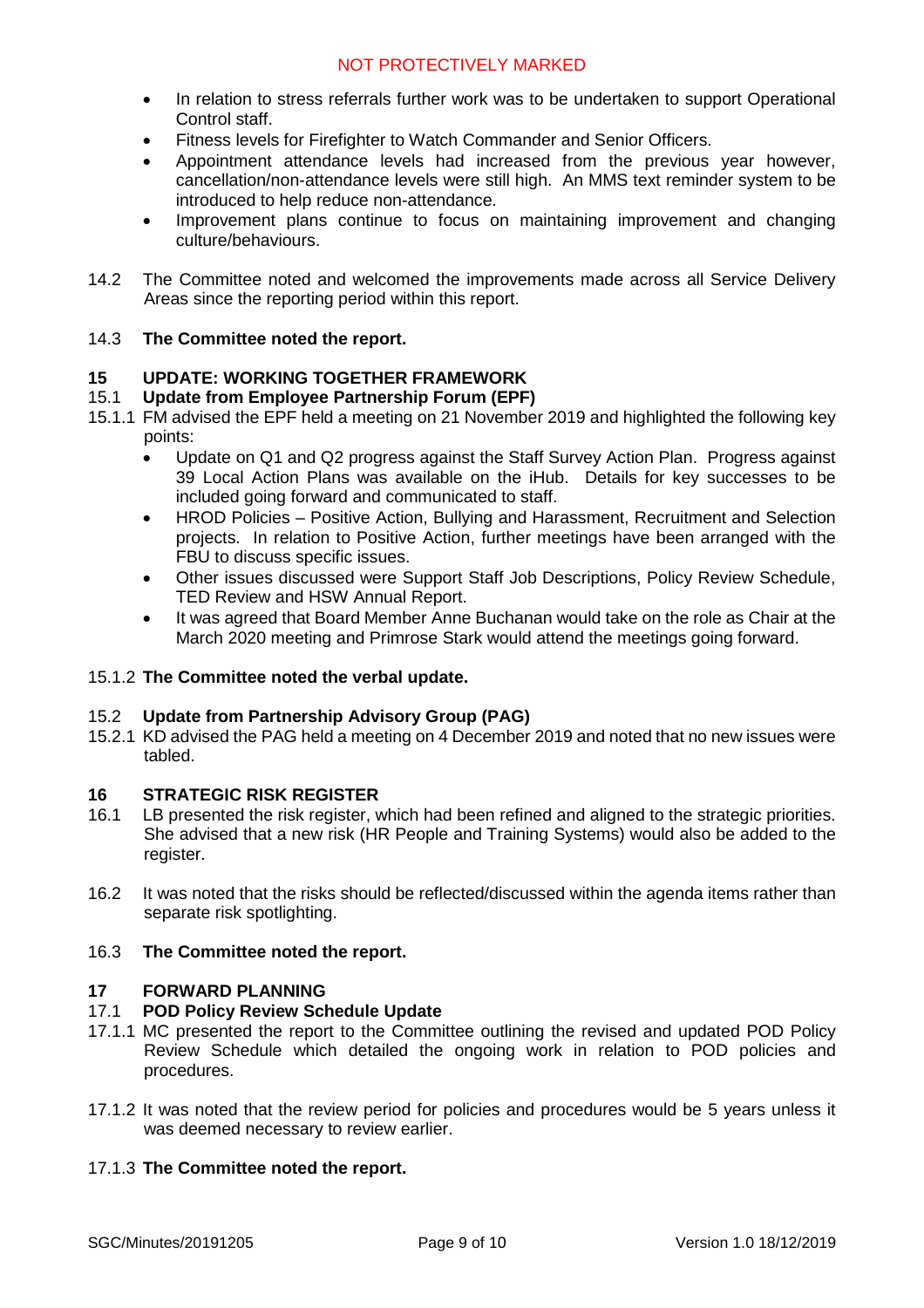- In relation to stress referrals further work was to be undertaken to support Operational Control staff.
- Fitness levels for Firefighter to Watch Commander and Senior Officers.
- Appointment attendance levels had increased from the previous year however, cancellation/non-attendance levels were still high. An MMS text reminder system to be introduced to help reduce non-attendance.
- Improvement plans continue to focus on maintaining improvement and changing culture/behaviours.

14.2 The Committee noted and welcomed the improvements made across all Service Delivery Areas since the reporting period within this report.

14.3 **The Committee noted the report.**

## 15 UPDATE: WORKING TOGETHER FRAMEWORK

### 15.1 Update from Employee Partnership Forum (EPF)

15.1.1 FM advised the EPF held a meeting on 21 November 2019 and highlighted the following key points:

- Update on Q1 and Q2 progress against the Staff Survey Action Plan. Progress against 39 Local Action Plans was available on the iHub. Details for key successes to be included going forward and communicated to staff.
- HROD Policies – Positive Action, Bullying and Harassment, Recruitment and Selection projects. In relation to Positive Action, further meetings have been arranged with the FBU to discuss specific issues.
- Other issues discussed were Support Staff Job Descriptions, Policy Review Schedule, TED Review and HSW Annual Report.
- It was agreed that Board Member Anne Buchanan would take on the role as Chair at the March 2020 meeting and Primrose Stark would attend the meetings going forward.

15.1.2 **The Committee noted the verbal update.**

### 15.2 Update from Partnership Advisory Group (PAG)

15.2.1 KD advised the PAG held a meeting on 4 December 2019 and noted that no new issues were tabled.

## 16 STRATEGIC RISK REGISTER

16.1 LB presented the risk register, which had been refined and aligned to the strategic priorities. She advised that a new risk (HR People and Training Systems) would also be added to the register.

16.2 It was noted that the risks should be reflected/discussed within the agenda items rather than separate risk spotlighting.

16.3 **The Committee noted the report.**

## 17 FORWARD PLANNING

### 17.1 POD Policy Review Schedule Update

17.1.1 MC presented the report to the Committee outlining the revised and updated POD Policy Review Schedule which detailed the ongoing work in relation to POD policies and procedures.

17.1.2 It was noted that the review period for policies and procedures would be 5 years unless it was deemed necessary to review earlier.

17.1.3 **The Committee noted the report.**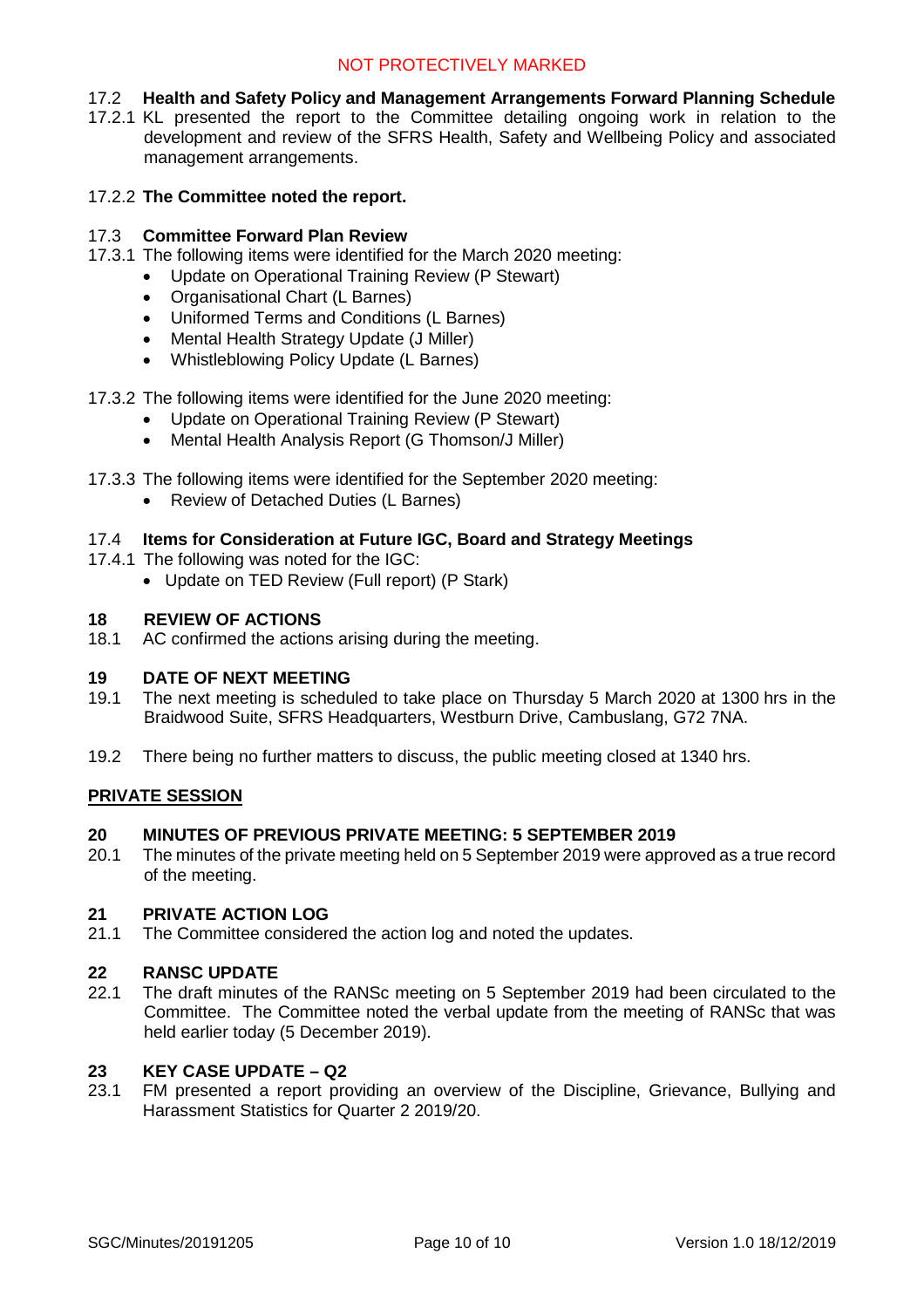17.2 **Health and Safety Policy and Management Arrangements Forward Planning Schedule**

17.2.1 KL presented the report to the Committee detailing ongoing work in relation to the development and review of the SFRS Health, Safety and Wellbeing Policy and associated management arrangements.

17.2.2 **The Committee noted the report.**

17.3 **Committee Forward Plan Review**

17.3.1 The following items were identified for the March 2020 meeting:

- Update on Operational Training Review (P Stewart)
- Organisational Chart (L Barnes)
- Uniformed Terms and Conditions (L Barnes)
- Mental Health Strategy Update (J Miller)
- Whistleblowing Policy Update (L Barnes)

17.3.2 The following items were identified for the June 2020 meeting:

- Update on Operational Training Review (P Stewart)
- Mental Health Analysis Report (G Thomson/J Miller)

17.3.3 The following items were identified for the September 2020 meeting:

- Review of Detached Duties (L Barnes)

17.4 **Items for Consideration at Future IGC, Board and Strategy Meetings**

17.4.1 The following was noted for the IGC:

- Update on TED Review (Full report) (P Stark)

## 18 REVIEW OF ACTIONS

18.1 AC confirmed the actions arising during the meeting.

## 19 DATE OF NEXT MEETING

19.1 The next meeting is scheduled to take place on Thursday 5 March 2020 at 1300 hrs in the Braidwood Suite, SFRS Headquarters, Westburn Drive, Cambuslang, G72 7NA.

19.2 There being no further matters to discuss, the public meeting closed at 1340 hrs.

## PRIVATE SESSION

## 20 MINUTES OF PREVIOUS PRIVATE MEETING: 5 SEPTEMBER 2019

20.1 The minutes of the private meeting held on 5 September 2019 were approved as a true record of the meeting.

## 21 PRIVATE ACTION LOG

21.1 The Committee considered the action log and noted the updates.

## 22 RANSC UPDATE

22.1 The draft minutes of the RANSc meeting on 5 September 2019 had been circulated to the Committee. The Committee noted the verbal update from the meeting of RANSc that was held earlier today (5 December 2019).

## 23 KEY CASE UPDATE – Q2

23.1 FM presented a report providing an overview of the Discipline, Grievance, Bullying and Harassment Statistics for Quarter 2 2019/20.